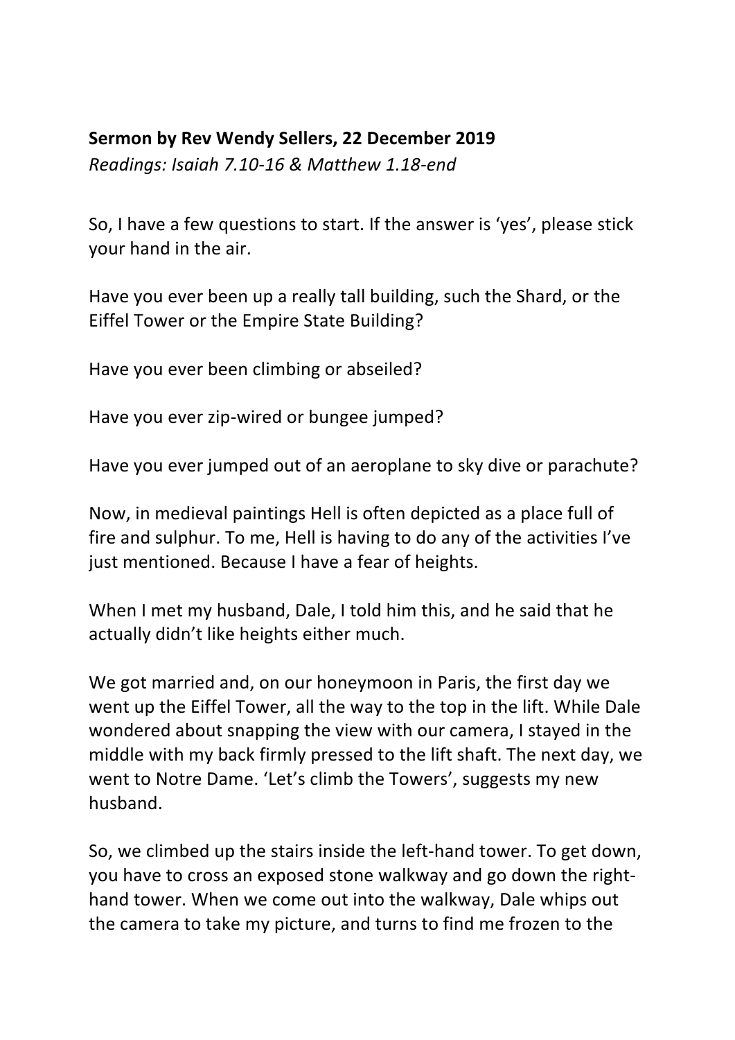**Sermon by Rev Wendy Sellers, 22 December 2019**

*Readings: Isaiah 7.10-16 & Matthew 1.18-end*

So, I have a few questions to start. If the answer is 'yes', please stick your hand in the air.

Have you ever been up a really tall building, such the Shard, or the Eiffel Tower or the Empire State Building?

Have you ever been climbing or abseiled?

Have you ever zip-wired or bungee jumped?

Have you ever jumped out of an aeroplane to sky dive or parachute?

Now, in medieval paintings Hell is often depicted as a place full of fire and sulphur. To me, Hell is having to do any of the activities I've just mentioned. Because I have a fear of heights.

When I met my husband, Dale, I told him this, and he said that he actually didn't like heights either much.

We got married and, on our honeymoon in Paris, the first day we went up the Eiffel Tower, all the way to the top in the lift. While Dale wondered about snapping the view with our camera, I stayed in the middle with my back firmly pressed to the lift shaft. The next day, we went to Notre Dame. 'Let's climb the Towers', suggests my new husband.

So, we climbed up the stairs inside the left-hand tower. To get down, you have to cross an exposed stone walkway and go down the right-hand tower. When we come out into the walkway, Dale whips out the camera to take my picture, and turns to find me frozen to the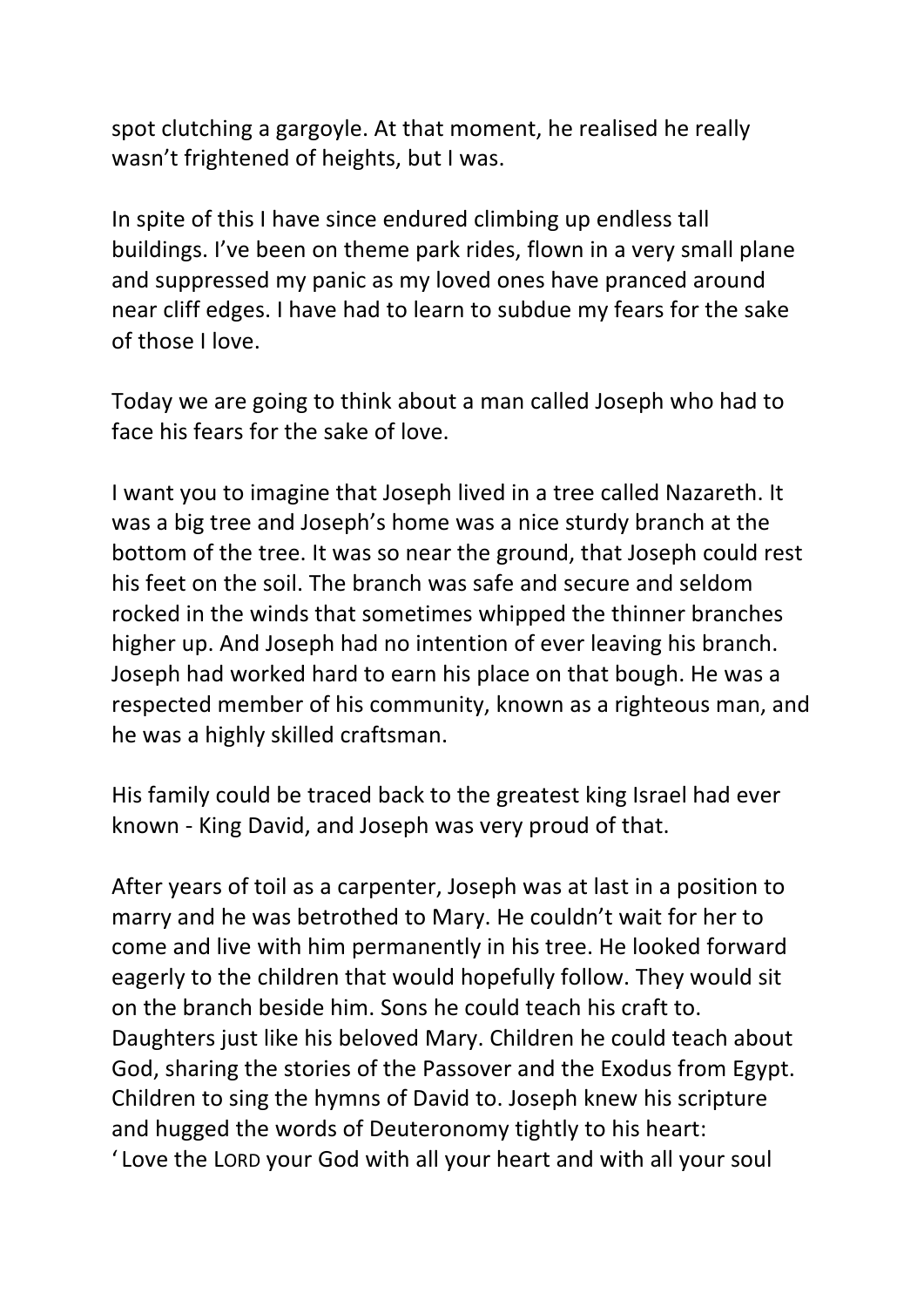spot clutching a gargoyle. At that moment, he realised he really wasn't frightened of heights, but I was.

In spite of this I have since endured climbing up endless tall buildings. I've been on theme park rides, flown in a very small plane and suppressed my panic as my loved ones have pranced around near cliff edges. I have had to learn to subdue my fears for the sake of those I love.

Today we are going to think about a man called Joseph who had to face his fears for the sake of love.

I want you to imagine that Joseph lived in a tree called Nazareth. It was a big tree and Joseph's home was a nice sturdy branch at the bottom of the tree. It was so near the ground, that Joseph could rest his feet on the soil. The branch was safe and secure and seldom rocked in the winds that sometimes whipped the thinner branches higher up. And Joseph had no intention of ever leaving his branch. Joseph had worked hard to earn his place on that bough. He was a respected member of his community, known as a righteous man, and he was a highly skilled craftsman.

His family could be traced back to the greatest king Israel had ever known - King David, and Joseph was very proud of that.

After years of toil as a carpenter, Joseph was at last in a position to marry and he was betrothed to Mary. He couldn't wait for her to come and live with him permanently in his tree. He looked forward eagerly to the children that would hopefully follow. They would sit on the branch beside him. Sons he could teach his craft to. Daughters just like his beloved Mary. Children he could teach about God, sharing the stories of the Passover and the Exodus from Egypt. Children to sing the hymns of David to. Joseph knew his scripture and hugged the words of Deuteronomy tightly to his heart:
'Love the LORD your God with all your heart and with all your soul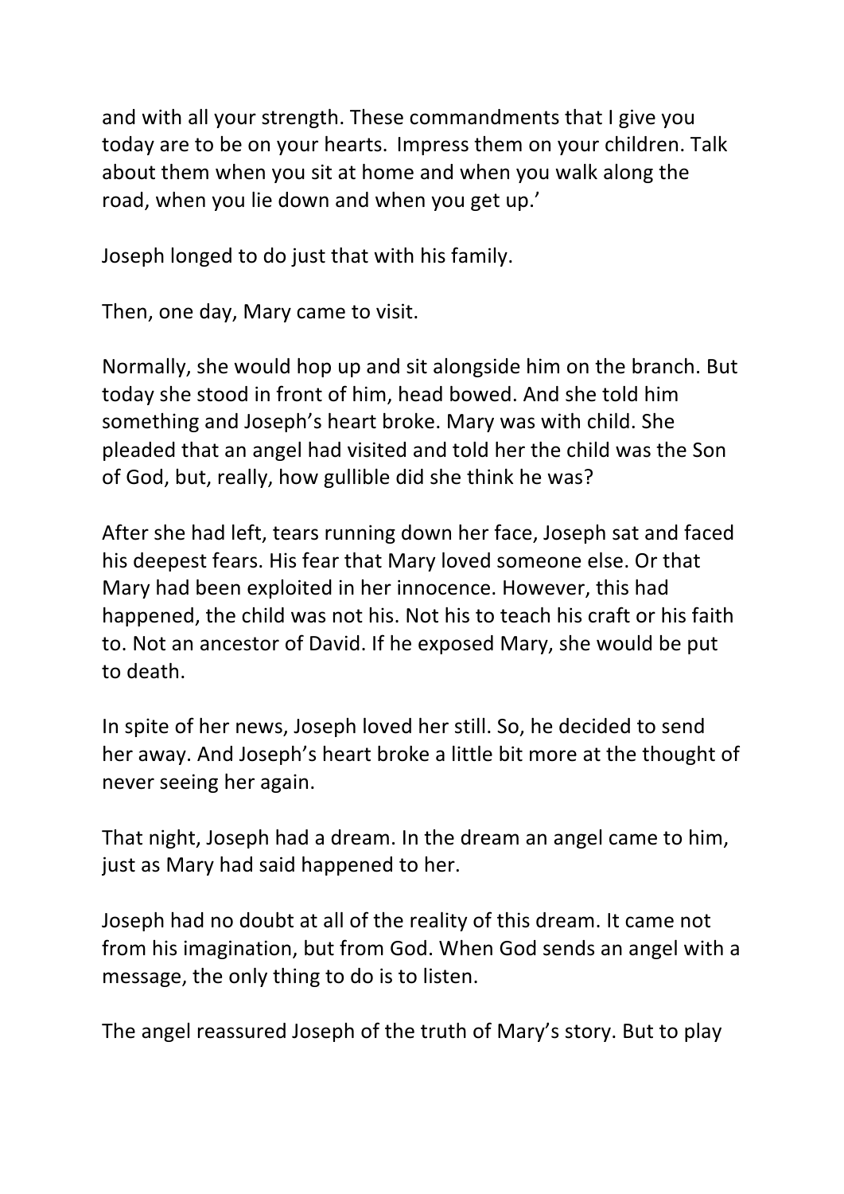and with all your strength. These commandments that I give you today are to be on your hearts. Impress them on your children. Talk about them when you sit at home and when you walk along the road, when you lie down and when you get up.'

Joseph longed to do just that with his family.

Then, one day, Mary came to visit.

Normally, she would hop up and sit alongside him on the branch. But today she stood in front of him, head bowed. And she told him something and Joseph's heart broke. Mary was with child. She pleaded that an angel had visited and told her the child was the Son of God, but, really, how gullible did she think he was?

After she had left, tears running down her face, Joseph sat and faced his deepest fears. His fear that Mary loved someone else. Or that Mary had been exploited in her innocence. However, this had happened, the child was not his. Not his to teach his craft or his faith to. Not an ancestor of David. If he exposed Mary, she would be put to death.

In spite of her news, Joseph loved her still. So, he decided to send her away. And Joseph's heart broke a little bit more at the thought of never seeing her again.

That night, Joseph had a dream. In the dream an angel came to him, just as Mary had said happened to her.

Joseph had no doubt at all of the reality of this dream. It came not from his imagination, but from God. When God sends an angel with a message, the only thing to do is to listen.

The angel reassured Joseph of the truth of Mary's story. But to play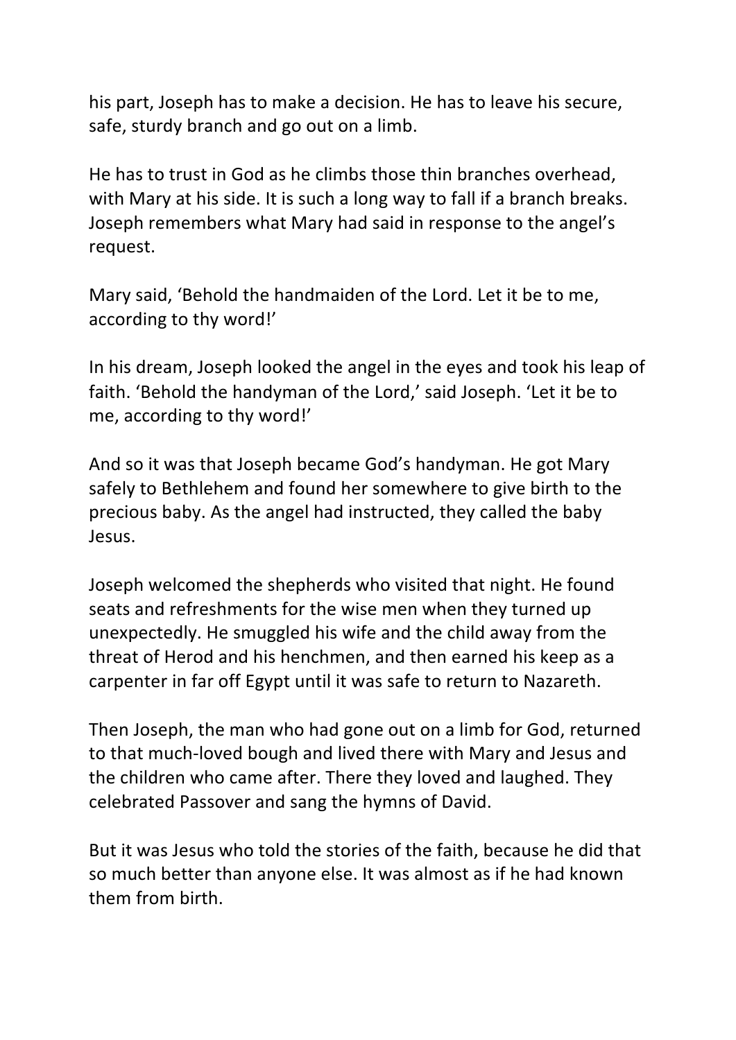his part, Joseph has to make a decision. He has to leave his secure, safe, sturdy branch and go out on a limb.

He has to trust in God as he climbs those thin branches overhead, with Mary at his side. It is such a long way to fall if a branch breaks. Joseph remembers what Mary had said in response to the angel's request.

Mary said, 'Behold the handmaiden of the Lord. Let it be to me, according to thy word!'

In his dream, Joseph looked the angel in the eyes and took his leap of faith. 'Behold the handyman of the Lord,' said Joseph. 'Let it be to me, according to thy word!'

And so it was that Joseph became God's handyman. He got Mary safely to Bethlehem and found her somewhere to give birth to the precious baby. As the angel had instructed, they called the baby Jesus.

Joseph welcomed the shepherds who visited that night. He found seats and refreshments for the wise men when they turned up unexpectedly. He smuggled his wife and the child away from the threat of Herod and his henchmen, and then earned his keep as a carpenter in far off Egypt until it was safe to return to Nazareth.

Then Joseph, the man who had gone out on a limb for God, returned to that much-loved bough and lived there with Mary and Jesus and the children who came after. There they loved and laughed. They celebrated Passover and sang the hymns of David.

But it was Jesus who told the stories of the faith, because he did that so much better than anyone else. It was almost as if he had known them from birth.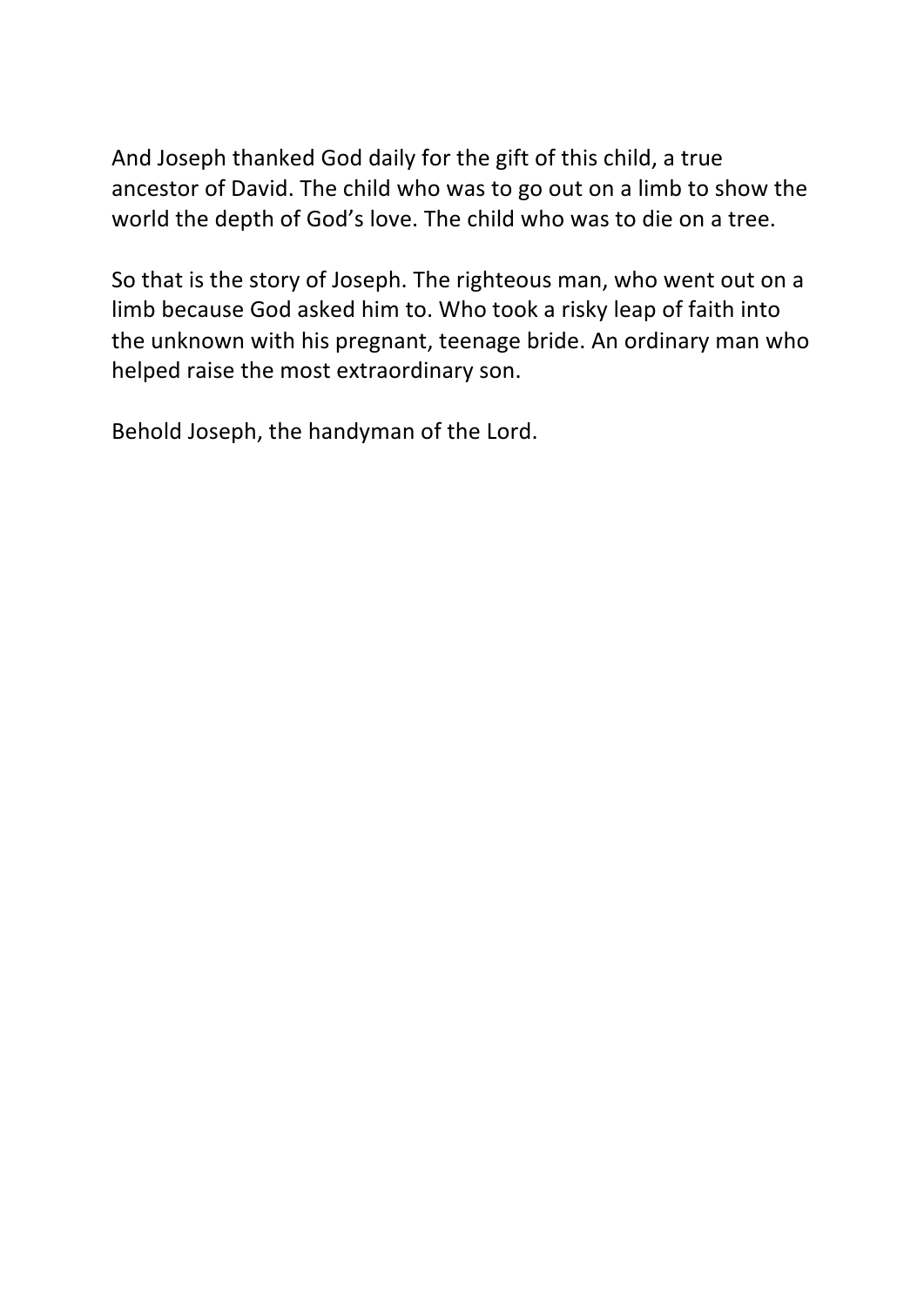And Joseph thanked God daily for the gift of this child, a true ancestor of David. The child who was to go out on a limb to show the world the depth of God's love. The child who was to die on a tree.

So that is the story of Joseph. The righteous man, who went out on a limb because God asked him to. Who took a risky leap of faith into the unknown with his pregnant, teenage bride. An ordinary man who helped raise the most extraordinary son.

Behold Joseph, the handyman of the Lord.